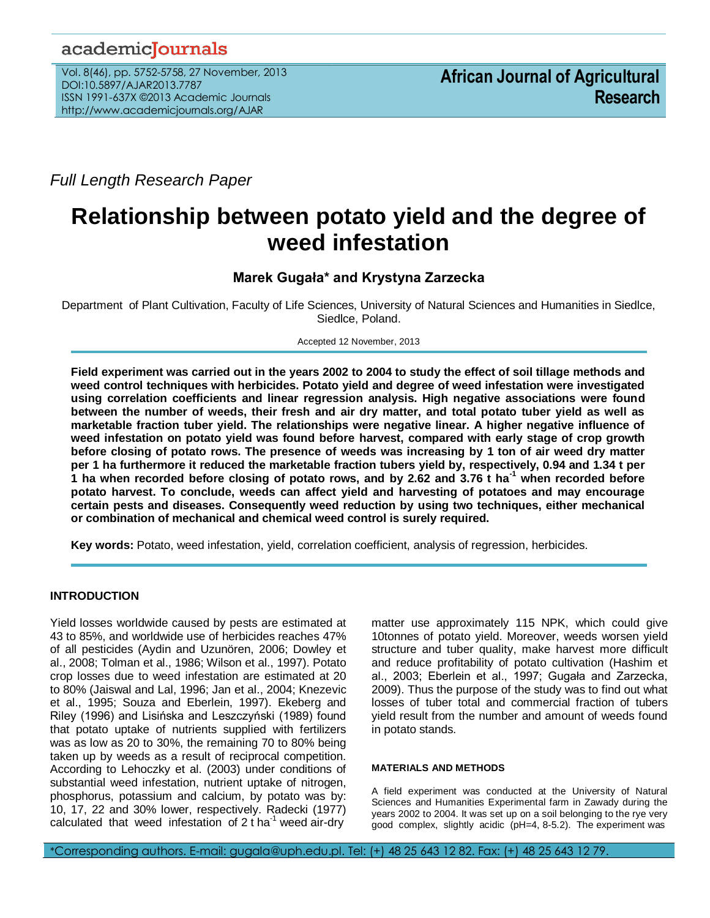Full Length Research Paper

# Relationship between potato yield and the degree of weed infestation

**Marek Gugała* and Krystyna Zarzecka**

Department of Plant Cultivation, Faculty of Life Sciences, University of Natural Sciences and Humanities in Siedlce, Siedlce, Poland.

Accepted 12 November, 2013

**Field experiment was carried out in the years 2002 to 2004 to study the effect of soil tillage methods and weed control techniques with herbicides. Potato yield and degree of weed infestation were investigated using correlation coefficients and linear regression analysis. High negative associations were found between the number of weeds, their fresh and air dry matter, and total potato tuber yield as well as marketable fraction tuber yield. The relationships were negative linear. A higher negative influence of weed infestation on potato yield was found before harvest, compared with early stage of crop growth before closing of potato rows. The presence of weeds was increasing by 1 ton of air weed dry matter per 1 ha furthermore it reduced the marketable fraction tubers yield by, respectively, 0.94 and 1.34 t per 1 ha when recorded before closing of potato rows, and by 2.62 and 3.76 t ha$^{-1}$ when recorded before potato harvest. To conclude, weeds can affect yield and harvesting of potatoes and may encourage certain pests and diseases. Consequently weed reduction by using two techniques, either mechanical or combination of mechanical and chemical weed control is surely required.**

**Key words:** Potato, weed infestation, yield, correlation coefficient, analysis of regression, herbicides.

## INTRODUCTION

Yield losses worldwide caused by pests are estimated at 43 to 85%, and worldwide use of herbicides reaches 47% of all pesticides (Aydin and Uzunören, 2006; Dowley et al., 2008; Tolman et al., 1986; Wilson et al., 1997). Potato crop losses due to weed infestation are estimated at 20 to 80% (Jaiswal and Lal, 1996; Jan et al., 2004; Knezevic et al., 1995; Souza and Eberlein, 1997). Ekeberg and Riley (1996) and Lisińska and Leszczyński (1989) found that potato uptake of nutrients supplied with fertilizers was as low as 20 to 30%, the remaining 70 to 80% being taken up by weeds as a result of reciprocal competition. According to Lehoczky et al. (2003) under conditions of substantial weed infestation, nutrient uptake of nitrogen, phosphorus, potassium and calcium, by potato was by: 10, 17, 22 and 30% lower, respectively. Radecki (1977) calculated that weed infestation of 2 t ha$^{-1}$ weed air-dry matter use approximately 115 NPK, which could give 10tonnes of potato yield. Moreover, weeds worsen yield structure and tuber quality, make harvest more difficult and reduce profitability of potato cultivation (Hashim et al., 2003; Eberlein et al., 1997; Gugała and Zarzecka, 2009). Thus the purpose of the study was to find out what losses of tuber total and commercial fraction of tubers yield result from the number and amount of weeds found in potato stands.

## MATERIALS AND METHODS

A field experiment was conducted at the University of Natural Sciences and Humanities Experimental farm in Zawady during the years 2002 to 2004. It was set up on a soil belonging to the rye very good complex, slightly acidic (pH=4, 8-5.2). The experiment was

*Corresponding authors. E-mail: gugala@uph.edu.pl. Tel: (+) 48 25 643 12 82. Fax: (+) 48 25 643 12 79.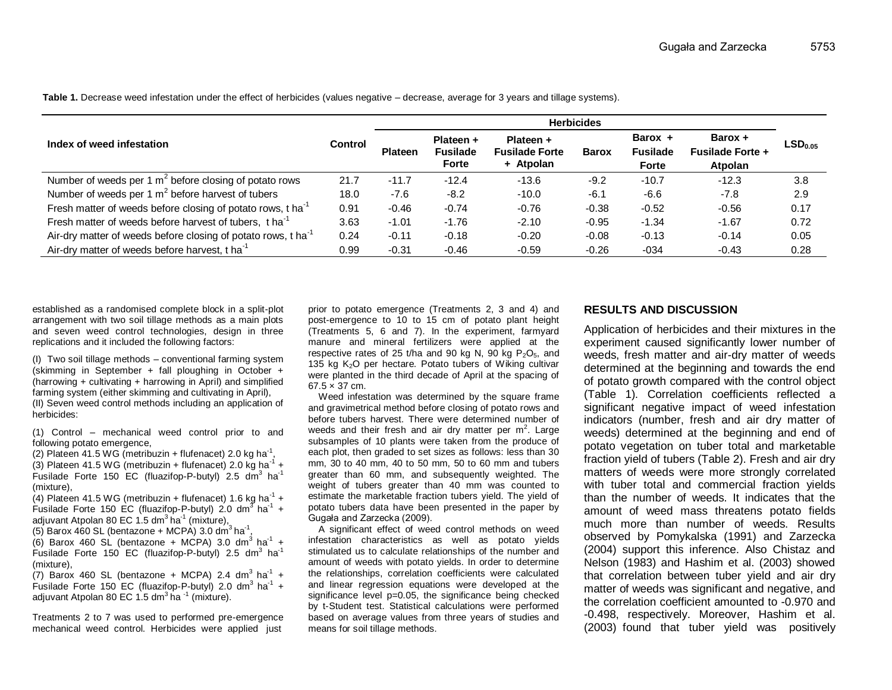**Table 1.** Decrease weed infestation under the effect of herbicides (values negative – decrease, average for 3 years and tillage systems).

| Index of weed infestation | Control | Herbicides | | | | | | $LSD_{0.05}$ |
|---|---|---|---|---|---|---|---|---|
| | | Plateen | Plateen + Fusilade Forte | Plateen + Fusilade Forte + Atpolan | Barox | Barox + Fusilade Forte | Barox + Fusilade Forte + Atpolan | |
| Number of weeds per 1 $m^2$ before closing of potato rows | 21.7 | -11.7 | -12.4 | -13.6 | -9.2 | -10.7 | -12.3 | 3.8 |
| Number of weeds per 1 $m^2$ before harvest of tubers | 18.0 | -7.6 | -8.2 | -10.0 | -6.1 | -6.6 | -7.8 | 2.9 |
| Fresh matter of weeds before closing of potato rows, t $ha^{-1}$ | 0.91 | -0.46 | -0.74 | -0.76 | -0.38 | -0.52 | -0.56 | 0.17 |
| Fresh matter of weeds before harvest of tubers, t $ha^{-1}$ | 3.63 | -1.01 | -1.76 | -2.10 | -0.95 | -1.34 | -1.67 | 0.72 |
| Air-dry matter of weeds before closing of potato rows, t $ha^{-1}$ | 0.24 | -0.11 | -0.18 | -0.20 | -0.08 | -0.13 | -0.14 | 0.05 |
| Air-dry matter of weeds before harvest, t $ha^{-1}$ | 0.99 | -0.31 | -0.46 | -0.59 | -0.26 | -034 | -0.43 | 0.28 |

established as a randomised complete block in a split-plot arrangement with two soil tillage methods as a main plots and seven weed control technologies, design in three replications and it included the following factors:

(I) Two soil tillage methods – conventional farming system (skimming in September + fall ploughing in October + (harrowing + cultivating + harrowing in April) and simplified farming system (either skimming and cultivating in April),
(II) Seven weed control methods including an application of herbicides:

(1) Control – mechanical weed control prior to and following potato emergence,
(2) Plateen 41.5 WG (metribuzin + flufenacet) 2.0 kg $ha^{-1}$,
(3) Plateen 41.5 WG (metribuzin + flufenacet) 2.0 kg $ha^{-1}$ + Fusilade Forte 150 EC (fluazifop-P-butyl) 2.5 $dm^3$ $ha^{-1}$ (mixture),
(4) Plateen 41.5 WG (metribuzin + flufenacet) 1.6 kg $ha^{-1}$ + Fusilade Forte 150 EC (fluazifop-P-butyl) 2.0 $dm^3$ $ha^{-1}$ + adjuvant Atpolan 80 EC 1.5 $dm^3$ $ha^{-1}$ (mixture),
(5) Barox 460 SL (bentazone + MCPA) 3.0 $dm^3$ $ha^{-1}$,
(6) Barox 460 SL (bentazone + MCPA) 3.0 $dm^3$ $ha^{-1}$ + Fusilade Forte 150 EC (fluazifop-P-butyl) 2.5 $dm^3$ $ha^{-1}$ (mixture),
(7) Barox 460 SL (bentazone + MCPA) 2.4 $dm^3$ $ha^{-1}$ + Fusilade Forte 150 EC (fluazifop-P-butyl) 2.0 $dm^3$ $ha^{-1}$ + adjuvant Atpolan 80 EC 1.5 $dm^3$ $ha^{-1}$ (mixture).

Treatments 2 to 7 was used to performed pre-emergence mechanical weed control. Herbicides were applied just prior to potato emergence (Treatments 2, 3 and 4) and post-emergence to 10 to 15 cm of potato plant height (Treatments 5, 6 and 7). In the experiment, farmyard manure and mineral fertilizers were applied at the respective rates of 25 t/ha and 90 kg N, 90 kg $P_2O_5$, and 135 kg $K_2O$ per hectare. Potato tubers of Wiking cultivar were planted in the third decade of April at the spacing of 67.5 × 37 cm.

Weed infestation was determined by the square frame and gravimetrical method before closing of potato rows and before tubers harvest. There were determined number of weeds and their fresh and air dry matter per $m^2$. Large subsamples of 10 plants were taken from the produce of each plot, then graded to set sizes as follows: less than 30 mm, 30 to 40 mm, 40 to 50 mm, 50 to 60 mm and tubers greater than 60 mm, and subsequently weighted. The weight of tubers greater than 40 mm was counted to estimate the marketable fraction tubers yield. The yield of potato tubers data have been presented in the paper by Gugała and Zarzecka (2009).

A significant effect of weed control methods on weed infestation characteristics as well as potato yields stimulated us to calculate relationships of the number and amount of weeds with potato yields. In order to determine the relationships, correlation coefficients were calculated and linear regression equations were developed at the significance level p=0.05, the significance being checked by t-Student test. Statistical calculations were performed based on average values from three years of studies and means for soil tillage methods.

## RESULTS AND DISCUSSION

Application of herbicides and their mixtures in the experiment caused significantly lower number of weeds, fresh matter and air-dry matter of weeds determined at the beginning and towards the end of potato growth compared with the control object (Table 1). Correlation coefficients reflected a significant negative impact of weed infestation indicators (number, fresh and air dry matter of weeds) determined at the beginning and end of potato vegetation on tuber total and marketable fraction yield of tubers (Table 2). Fresh and air dry matters of weeds were more strongly correlated with tuber total and commercial fraction yields than the number of weeds. It indicates that the amount of weed mass threatens potato fields much more than number of weeds. Results observed by Pomykalska (1991) and Zarzecka (2004) support this inference. Also Chistaz and Nelson (1983) and Hashim et al. (2003) showed that correlation between tuber yield and air dry matter of weeds was significant and negative, and the correlation coefficient amounted to -0.970 and -0.498, respectively. Moreover, Hashim et al. (2003) found that tuber yield was positively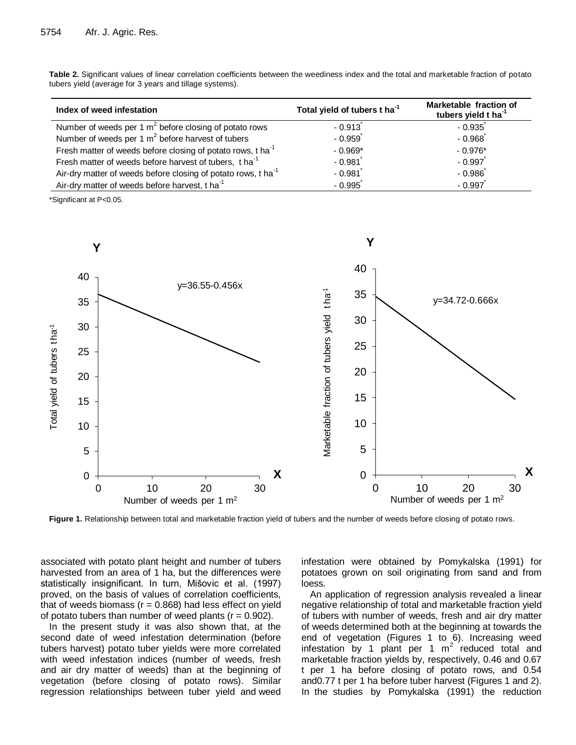**Table 2.** Significant values of linear correlation coefficients between the weediness index and the total and marketable fraction of potato tubers yield (average for 3 years and tillage systems).

| Index of weed infestation | Total yield of tubers t ha$^{-1}$ | Marketable fraction of tubers yield t ha$^{-1}$ |
|---|---|---|
| Number of weeds per 1 m$^2$ before closing of potato rows | - 0.913* | - 0.935* |
| Number of weeds per 1 m$^2$ before harvest of tubers | - 0.959* | - 0.968* |
| Fresh matter of weeds before closing of potato rows, t ha$^{-1}$ | - 0.969* | - 0.976* |
| Fresh matter of weeds before harvest of tubers, t ha$^{-1}$ | - 0.981* | - 0.997* |
| Air-dry matter of weeds before closing of potato rows, t ha$^{-1}$ | - 0.981* | - 0.986* |
| Air-dry matter of weeds before harvest, t ha$^{-1}$ | - 0.995* | - 0.997* |

*Significant at P<0.05.

**Figure 1.** Relationship between total and marketable fraction yield of tubers and the number of weeds before closing of potato rows.

associated with potato plant height and number of tubers harvested from an area of 1 ha, but the differences were statistically insignificant. In turn, Mišovic et al. (1997) proved, on the basis of values of correlation coefficients, that of weeds biomass ($r = 0.868$) had less effect on yield of potato tubers than number of weed plants ($r = 0.902$).

In the present study it was also shown that, at the second date of weed infestation determination (before tubers harvest) potato tuber yields were more correlated with weed infestation indices (number of weeds, fresh and air dry matter of weeds) than at the beginning of vegetation (before closing of potato rows). Similar regression relationships between tuber yield and weed infestation were obtained by Pomykalska (1991) for potatoes grown on soil originating from sand and from loess.

An application of regression analysis revealed a linear negative relationship of total and marketable fraction yield of tubers with number of weeds, fresh and air dry matter of weeds determined both at the beginning at towards the end of vegetation (Figures 1 to 6). Increasing weed infestation by 1 plant per 1 m$^2$ reduced total and marketable fraction yields by, respectively, 0.46 and 0.67 t per 1 ha before closing of potato rows, and 0.54 and0.77 t per 1 ha before tuber harvest (Figures 1 and 2). In the studies by Pomykalska (1991) the reduction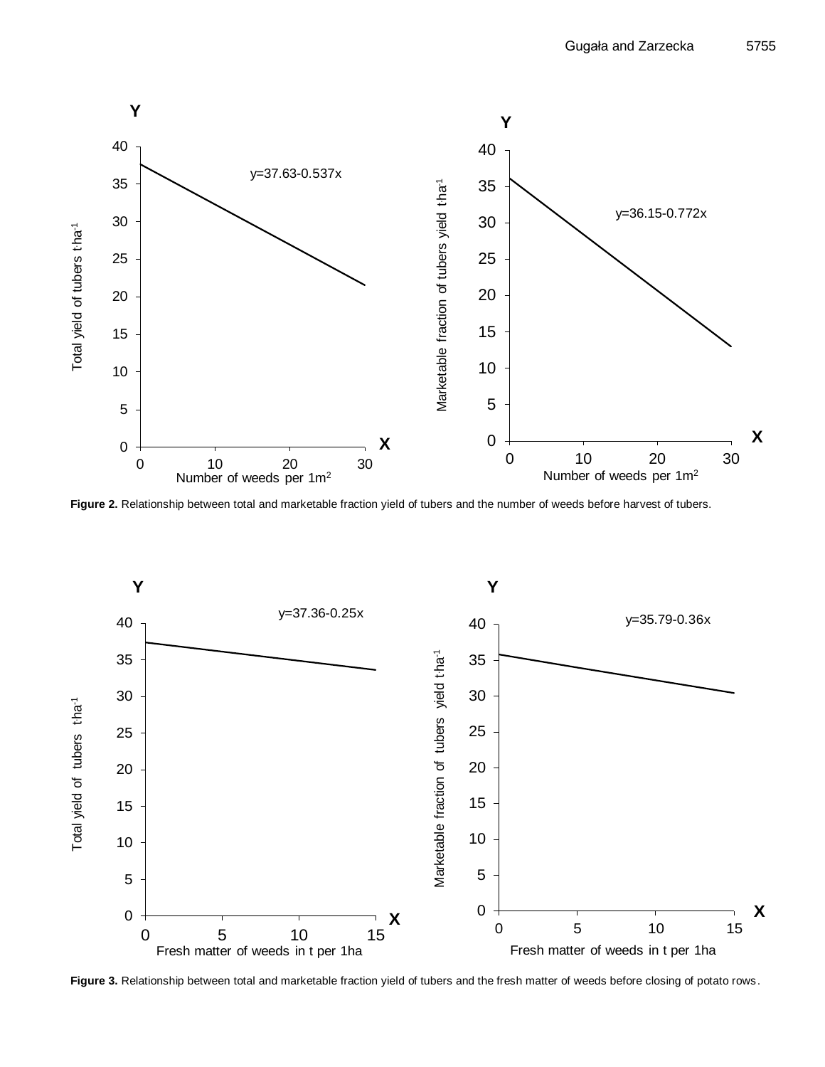**Figure 2.** Relationship between total and marketable fraction yield of tubers and the number of weeds before harvest of tubers.

**Figure 3.** Relationship between total and marketable fraction yield of tubers and the fresh matter of weeds before closing of potato rows.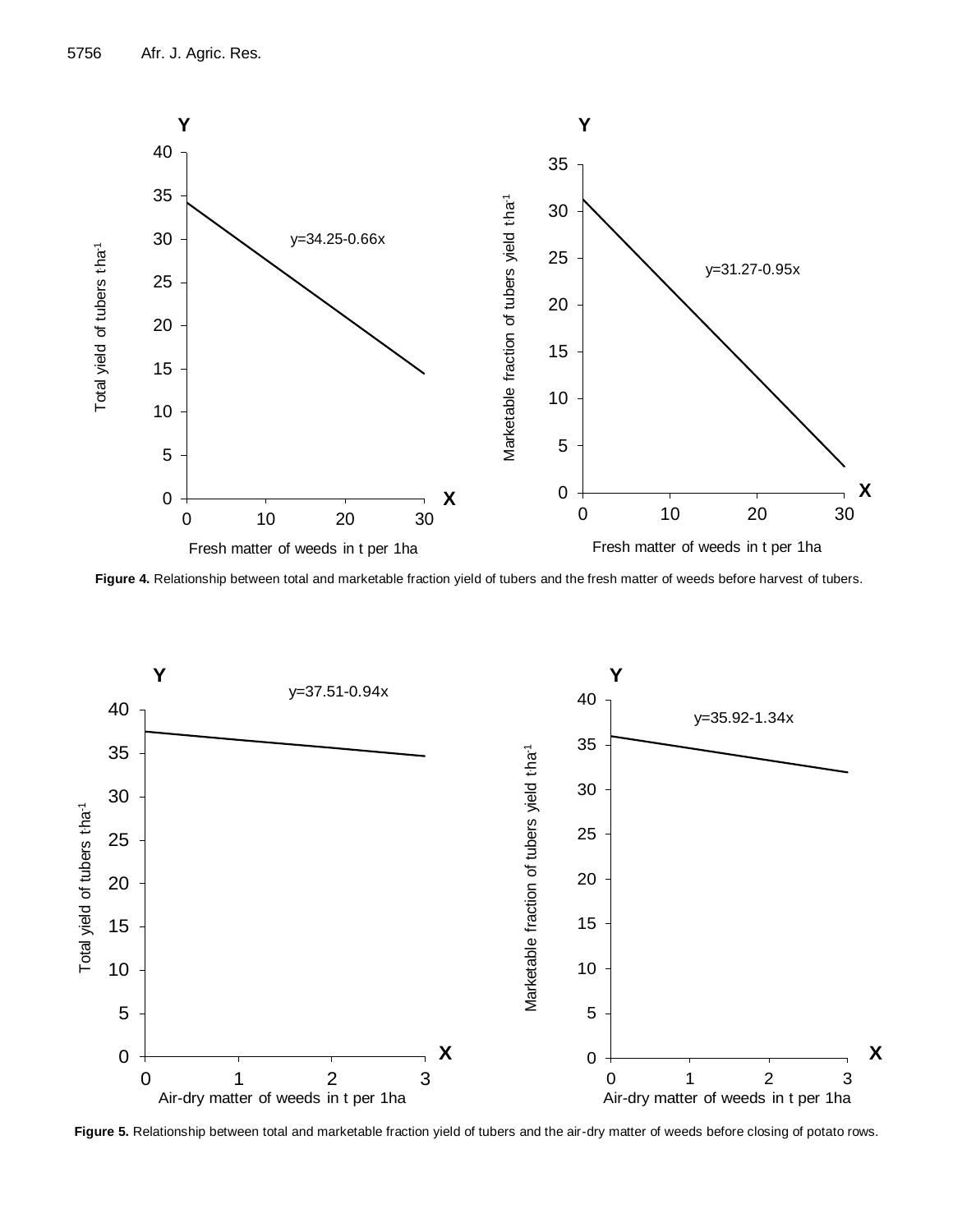**Figure 4.** Relationship between total and marketable fraction yield of tubers and the fresh matter of weeds before harvest of tubers.

**Figure 5.** Relationship between total and marketable fraction yield of tubers and the air-dry matter of weeds before closing of potato rows.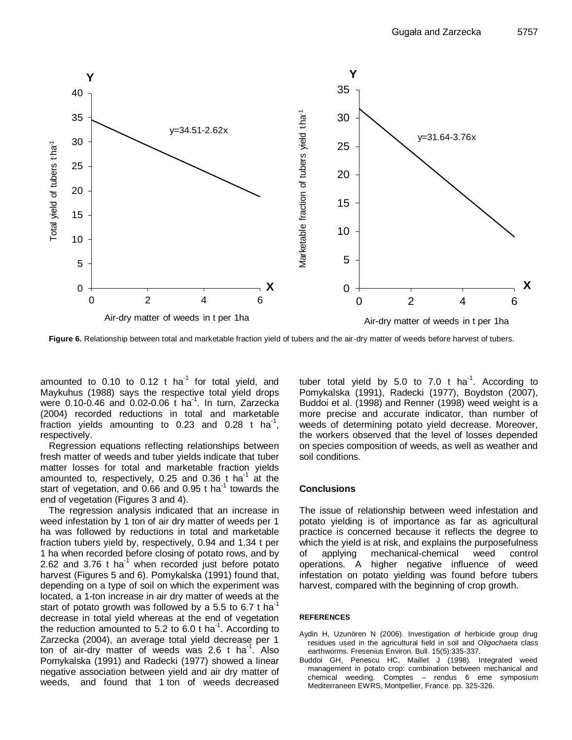Figure 6. Relationship between total and marketable fraction yield of tubers and the air-dry matter of weeds before harvest of tubers.

amounted to 0.10 to 0.12 t ha$^{-1}$ for total yield, and Maykuhus (1988) says the respective total yield drops were 0.10-0.46 and 0.02-0.06 t ha$^{-1}$. In turn, Zarzecka (2004) recorded reductions in total and marketable fraction yields amounting to 0.23 and 0.28 t ha$^{-1}$, respectively.

Regression equations reflecting relationships between fresh matter of weeds and tuber yields indicate that tuber matter losses for total and marketable fraction yields amounted to, respectively, 0.25 and 0.36 t ha$^{-1}$ at the start of vegetation, and 0.66 and 0.95 t ha$^{-1}$ towards the end of vegetation (Figures 3 and 4).

The regression analysis indicated that an increase in weed infestation by 1 ton of air dry matter of weeds per 1 ha was followed by reductions in total and marketable fraction tubers yield by, respectively, 0.94 and 1.34 t per 1 ha when recorded before closing of potato rows, and by 2.62 and 3.76 t ha$^{-1}$ when recorded just before potato harvest (Figures 5 and 6). Pomykalska (1991) found that, depending on a type of soil on which the experiment was located, a 1-ton increase in air dry matter of weeds at the start of potato growth was followed by a 5.5 to 6.7 t ha$^{-1}$ decrease in total yield whereas at the end of vegetation the reduction amounted to 5.2 to 6.0 t ha$^{-1}$. According to Zarzecka (2004), an average total yield decrease per 1 ton of air-dry matter of weeds was 2.6 t ha$^{-1}$. Also Pomykalska (1991) and Radecki (1977) showed a linear negative association between yield and air dry matter of weeds, and found that 1 ton of weeds decreased tuber total yield by 5.0 to 7.0 t ha$^{-1}$. According to Pomykalska (1991), Radecki (1977), Boydston (2007), Buddoi et al. (1998) and Renner (1998) weed weight is a more precise and accurate indicator, than number of weeds of determining potato yield decrease. Moreover, the workers observed that the level of losses depended on species composition of weeds, as well as weather and soil conditions.

## Conclusions

The issue of relationship between weed infestation and potato yielding is of importance as far as agricultural practice is concerned because it reflects the degree to which the yield is at risk, and explains the purposefulness of applying mechanical-chemical weed control operations. A higher negative influence of weed infestation on potato yielding was found before tubers harvest, compared with the beginning of crop growth.

## REFERENCES

Aydin H, Uzunören N (2006). Investigation of herbicide group drug residues used in the agricultural field in soil and *Oligochaeta* class earthworms. Fresenius Environ. Bull. 15(5):335-337.

Buddoi GH, Penescu HC, Maillet J (1998). Integrated weed management in potato crop: combination between mechanical and chemical weeding. Comptes – rendus 6 eme symposium Mediterraneen EWRS, Montpellier, France. pp. 325-326.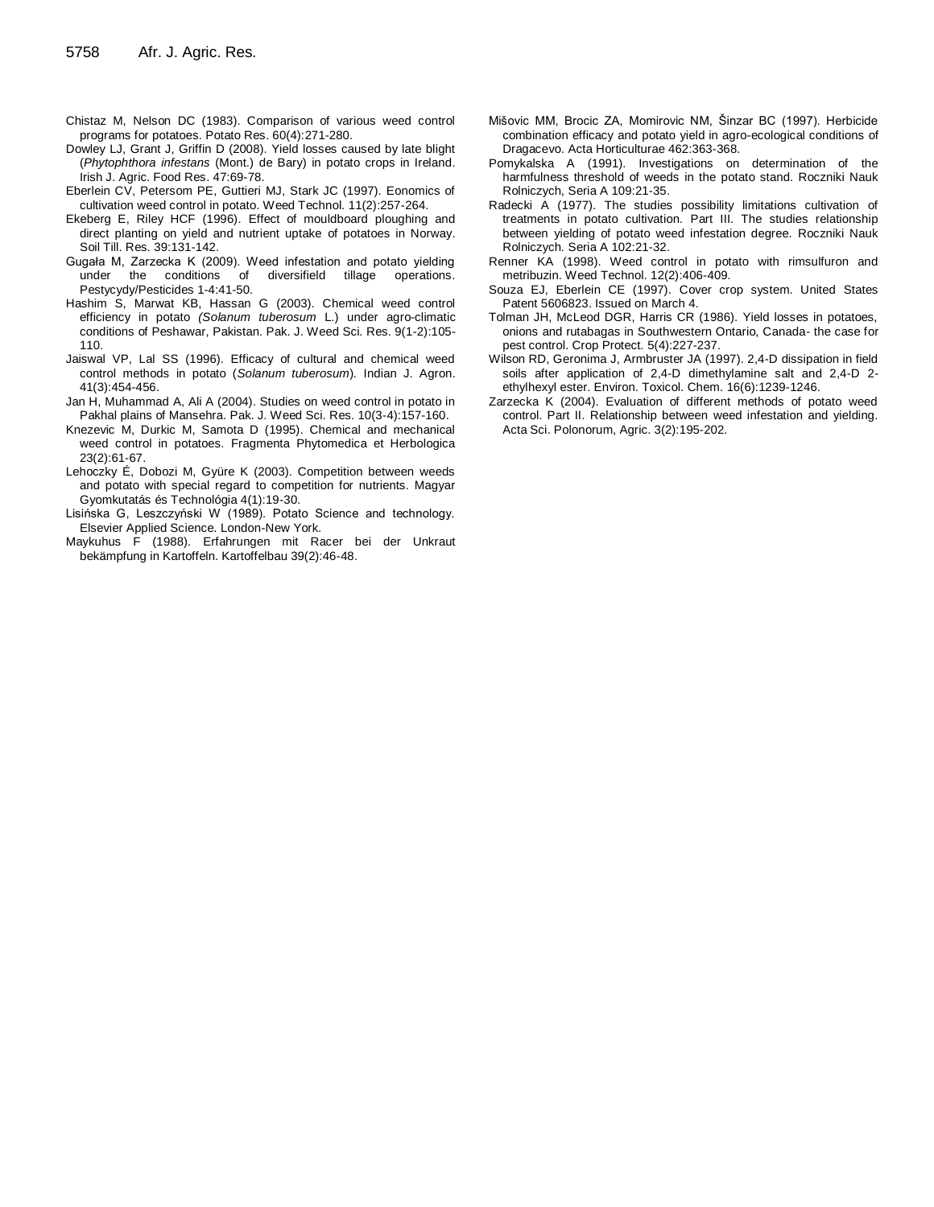Chistaz M, Nelson DC (1983). Comparison of various weed control programs for potatoes. Potato Res. 60(4):271-280.

Dowley LJ, Grant J, Griffin D (2008). Yield losses caused by late blight (*Phytophthora infestans* (Mont.) de Bary) in potato crops in Ireland. Irish J. Agric. Food Res. 47:69-78.

Eberlein CV, Petersom PE, Guttieri MJ, Stark JC (1997). Eonomics of cultivation weed control in potato. Weed Technol. 11(2):257-264.

Ekeberg E, Riley HCF (1996). Effect of mouldboard ploughing and direct planting on yield and nutrient uptake of potatoes in Norway. Soil Till. Res. 39:131-142.

Gugała M, Zarzecka K (2009). Weed infestation and potato yielding under the conditions of diversifield tillage operations. Pestycydy/Pesticides 1-4:41-50.

Hashim S, Marwat KB, Hassan G (2003). Chemical weed control efficiency in potato *(Solanum tuberosum* L.) under agro-climatic conditions of Peshawar, Pakistan. Pak. J. Weed Sci. Res. 9(1-2):105-110.

Jaiswal VP, Lal SS (1996). Efficacy of cultural and chemical weed control methods in potato (*Solanum tuberosum*). Indian J. Agron. 41(3):454-456.

Jan H, Muhammad A, Ali A (2004). Studies on weed control in potato in Pakhal plains of Mansehra. Pak. J. Weed Sci. Res. 10(3-4):157-160.

Knezevic M, Durkic M, Samota D (1995). Chemical and mechanical weed control in potatoes. Fragmenta Phytomedica et Herbologica 23(2):61-67.

Lehoczky É, Dobozi M, Gyüre K (2003). Competition between weeds and potato with special regard to competition for nutrients. Magyar Gyomkutatás és Technológia 4(1):19-30.

Lisińska G, Leszczyński W (1989). Potato Science and technology. Elsevier Applied Science. London-New York.

Maykuhus F (1988). Erfahrungen mit Racer bei der Unkraut bekämpfung in Kartoffeln. Kartoffelbau 39(2):46-48.

Mišovic MM, Brocic ZA, Momirovic NM, Šinzar BC (1997). Herbicide combination efficacy and potato yield in agro-ecological conditions of Dragacevo. Acta Horticulturae 462:363-368.

Pomykalska A (1991). Investigations on determination of the harmfulness threshold of weeds in the potato stand. Roczniki Nauk Rolniczych, Seria A 109:21-35.

Radecki A (1977). The studies possibility limitations cultivation of treatments in potato cultivation. Part III. The studies relationship between yielding of potato weed infestation degree. Roczniki Nauk Rolniczych. Seria A 102:21-32.

Renner KA (1998). Weed control in potato with rimsulfuron and metribuzin. Weed Technol. 12(2):406-409.

Souza EJ, Eberlein CE (1997). Cover crop system. United States Patent 5606823. Issued on March 4.

Tolman JH, McLeod DGR, Harris CR (1986). Yield losses in potatoes, onions and rutabagas in Southwestern Ontario, Canada- the case for pest control. Crop Protect. 5(4):227-237.

Wilson RD, Geronima J, Armbruster JA (1997). 2,4-D dissipation in field soils after application of 2,4-D dimethylamine salt and 2,4-D 2-ethylhexyl ester. Environ. Toxicol. Chem. 16(6):1239-1246.

Zarzecka K (2004). Evaluation of different methods of potato weed control. Part II. Relationship between weed infestation and yielding. Acta Sci. Polonorum, Agric. 3(2):195-202.